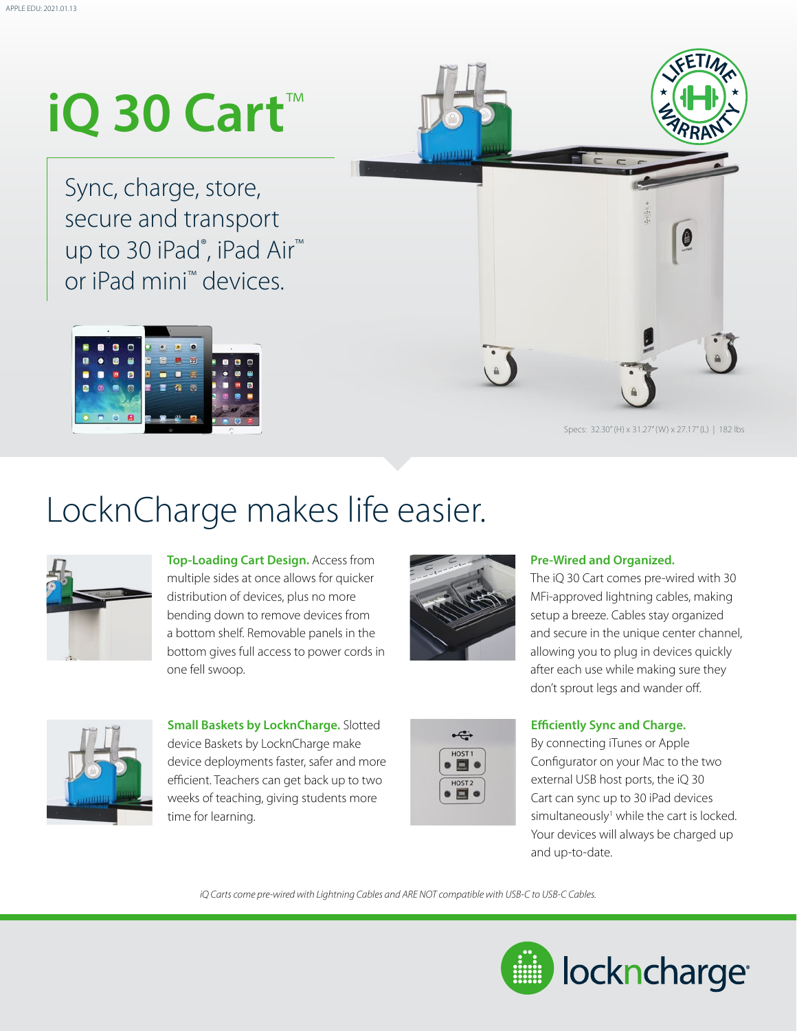# iQ 30 Cart™

Sync, charge, store, secure and transport up to 30 iPad®, iPad Air™ or iPad mini™ devices.

Specs: 32.30" (H) x 31.27" (W) x 27.17" (L) | 182 lbs

## LocknCharge makes life easier.

**Top-Loading Cart Design.** Access from multiple sides at once allows for quicker distribution of devices, plus no more bending down to remove devices from a bottom shelf. Removable panels in the bottom gives full access to power cords in one fell swoop.

**Pre-Wired and Organized.** The iQ 30 Cart comes pre-wired with 30 MFi-approved lightning cables, making setup a breeze. Cables stay organized and secure in the unique center channel, allowing you to plug in devices quickly after each use while making sure they don't sprout legs and wander off.

**Small Baskets by LocknCharge.** Slotted device Baskets by LocknCharge make device deployments faster, safer and more efficient. Teachers can get back up to two weeks of teaching, giving students more time for learning.

**Efficiently Sync and Charge.** By connecting iTunes or Apple Configurator on your Mac to the two external USB host ports, the iQ 30 Cart can sync up to 30 iPad devices simultaneously[1] while the cart is locked. Your devices will always be charged up and up-to-date.

*iQ Carts come pre-wired with Lightning Cables and ARE NOT compatible with USB-C to USB-C Cables.*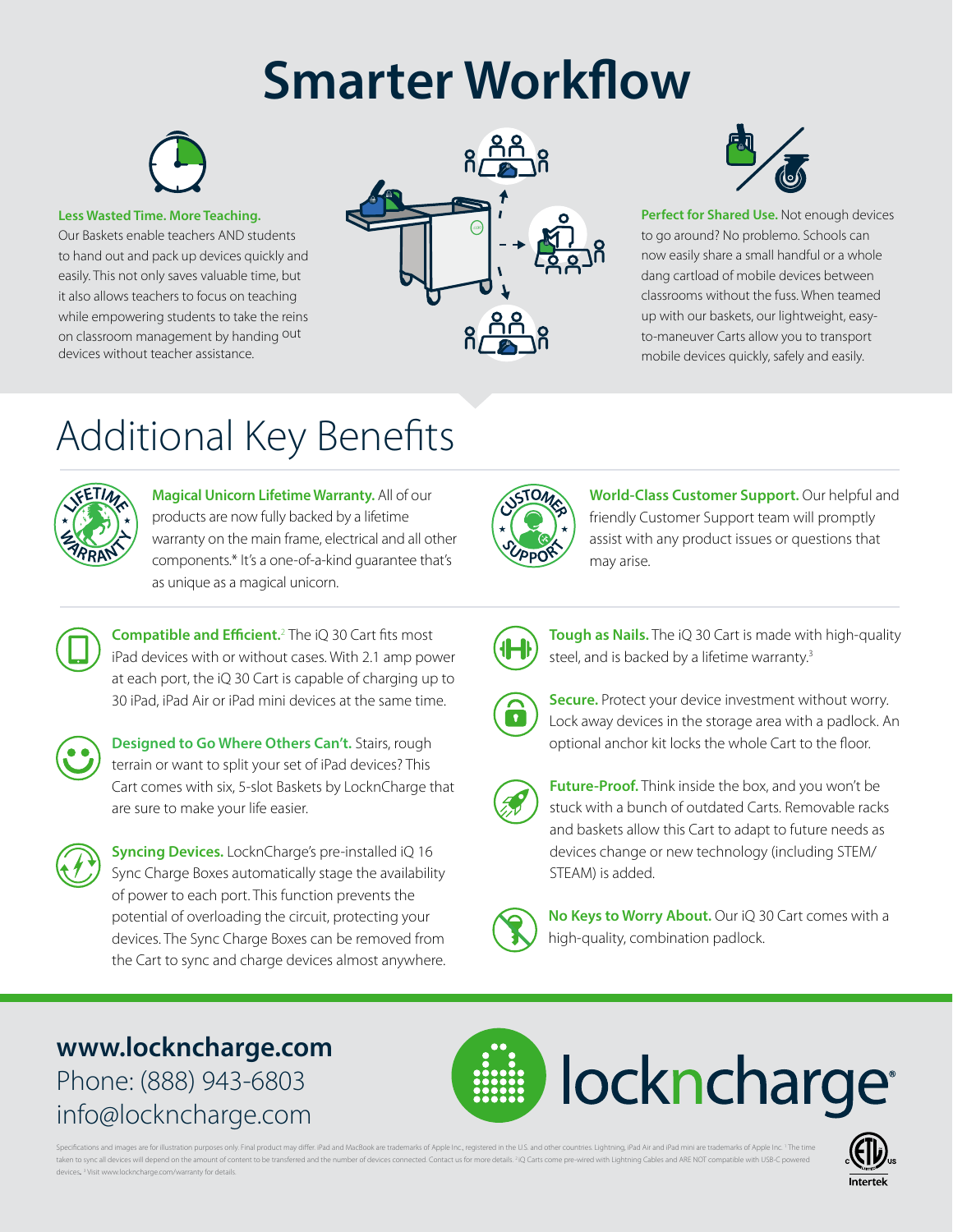# Smarter Workflow

**Less Wasted Time. More Teaching.** Our Baskets enable teachers AND students to hand out and pack up devices quickly and easily. This not only saves valuable time, but it also allows teachers to focus on teaching while empowering students to take the reins on classroom management by handing out devices without teacher assistance.

**Perfect for Shared Use.** Not enough devices to go around? No problemo. Schools can now easily share a small handful or a whole dang cartload of mobile devices between classrooms without the fuss. When teamed up with our baskets, our lightweight, easy-to-maneuver Carts allow you to transport mobile devices quickly, safely and easily.

# Additional Key Benefits

**Magical Unicorn Lifetime Warranty.** All of our products are now fully backed by a lifetime warranty on the main frame, electrical and all other components.* It's a one-of-a-kind guarantee that's as unique as a magical unicorn.

**World-Class Customer Support.** Our helpful and friendly Customer Support team will promptly assist with any product issues or questions that may arise.

**Compatible and Efficient.**[2] The iQ 30 Cart fits most iPad devices with or without cases. With 2.1 amp power at each port, the iQ 30 Cart is capable of charging up to 30 iPad, iPad Air or iPad mini devices at the same time.

**Designed to Go Where Others Can't.** Stairs, rough terrain or want to split your set of iPad devices? This Cart comes with six, 5-slot Baskets by LocknCharge that are sure to make your life easier.

**Syncing Devices.** LocknCharge's pre-installed iQ 16 Sync Charge Boxes automatically stage the availability of power to each port. This function prevents the potential of overloading the circuit, protecting your devices. The Sync Charge Boxes can be removed from the Cart to sync and charge devices almost anywhere.

**Tough as Nails.** The iQ 30 Cart is made with high-quality steel, and is backed by a lifetime warranty.[3]

**Secure.** Protect your device investment without worry. Lock away devices in the storage area with a padlock. An optional anchor kit locks the whole Cart to the floor.

**Future-Proof.** Think inside the box, and you won't be stuck with a bunch of outdated Carts. Removable racks and baskets allow this Cart to adapt to future needs as devices change or new technology (including STEM/STEAM) is added.

**No Keys to Worry About.** Our iQ 30 Cart comes with a high-quality, combination padlock.

**www.lockncharge.com**
Phone: (888) 943-6803
info@lockncharge.com

lockncharge®

Specifications and images are for illustration purposes only. Final product may differ. iPad and MacBook are trademarks of Apple Inc., registered in the U.S. and other countries. Lightning, iPad Air and iPad mini are trademarks of Apple Inc. [1] The time taken to sync all devices will depend on the amount of content to be transferred and the number of devices connected. Contact us for more details. [2] iQ Carts come pre-wired with Lightning Cables and ARE NOT compatible with USB-C powered devices. [3] Visit www.lockncharge.com/warranty for details.

Intertek